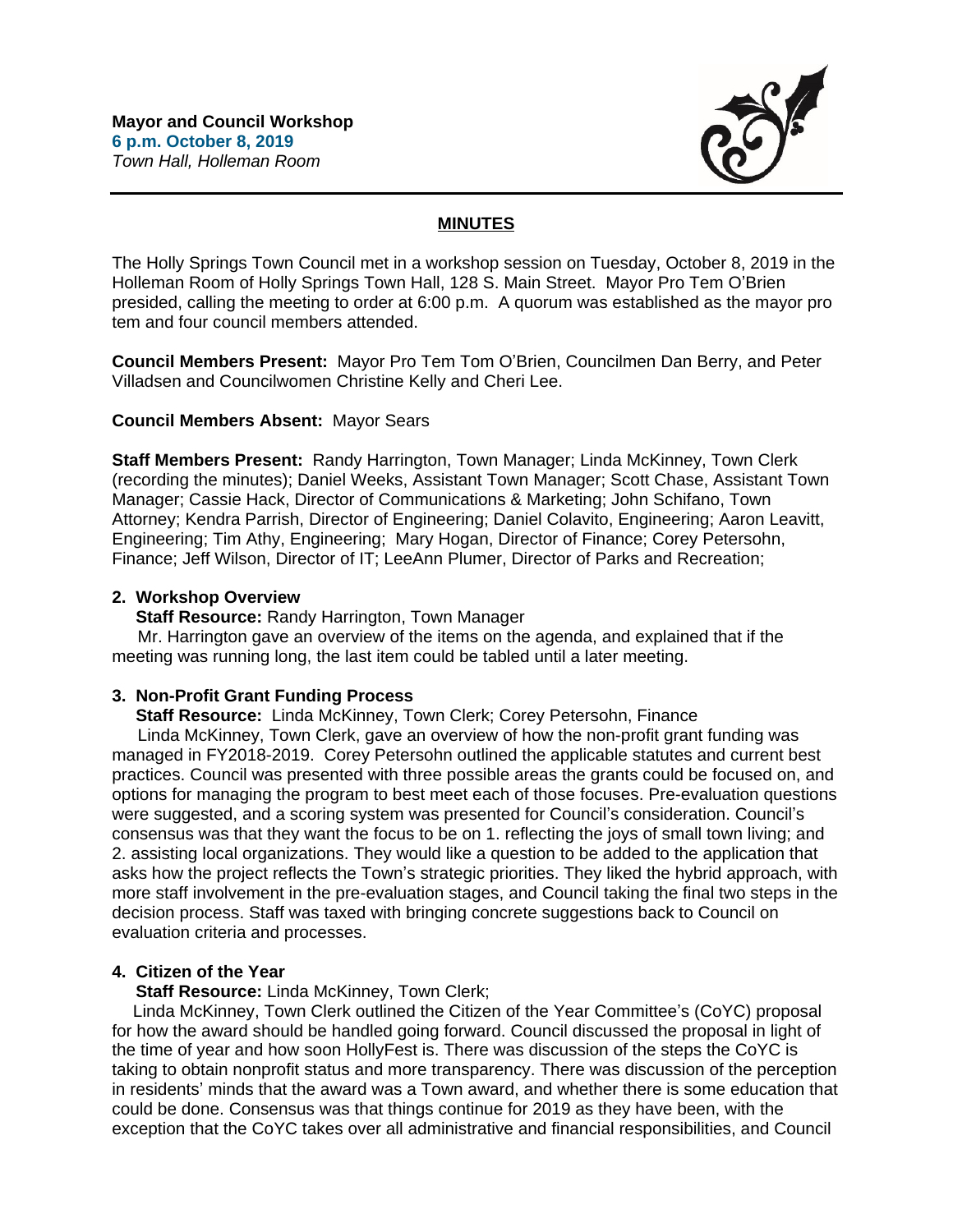**Mayor and Council Workshop**
**6 p.m. October 8, 2019**
*Town Hall, Holleman Room*

## MINUTES

The Holly Springs Town Council met in a workshop session on Tuesday, October 8, 2019 in the Holleman Room of Holly Springs Town Hall, 128 S. Main Street. Mayor Pro Tem O'Brien presided, calling the meeting to order at 6:00 p.m. A quorum was established as the mayor pro tem and four council members attended.

**Council Members Present:** Mayor Pro Tem Tom O'Brien, Councilmen Dan Berry, and Peter Villadsen and Councilwomen Christine Kelly and Cheri Lee.

**Council Members Absent:** Mayor Sears

**Staff Members Present:** Randy Harrington, Town Manager; Linda McKinney, Town Clerk (recording the minutes); Daniel Weeks, Assistant Town Manager; Scott Chase, Assistant Town Manager; Cassie Hack, Director of Communications & Marketing; John Schifano, Town Attorney; Kendra Parrish, Director of Engineering; Daniel Colavito, Engineering; Aaron Leavitt, Engineering; Tim Athy, Engineering; Mary Hogan, Director of Finance; Corey Petersohn, Finance; Jeff Wilson, Director of IT; LeeAnn Plumer, Director of Parks and Recreation;

### 2. Workshop Overview

**Staff Resource:** Randy Harrington, Town Manager

Mr. Harrington gave an overview of the items on the agenda, and explained that if the meeting was running long, the last item could be tabled until a later meeting.

### 3. Non-Profit Grant Funding Process

**Staff Resource:** Linda McKinney, Town Clerk; Corey Petersohn, Finance

Linda McKinney, Town Clerk, gave an overview of how the non-profit grant funding was managed in FY2018-2019. Corey Petersohn outlined the applicable statutes and current best practices. Council was presented with three possible areas the grants could be focused on, and options for managing the program to best meet each of those focuses. Pre-evaluation questions were suggested, and a scoring system was presented for Council's consideration. Council's consensus was that they want the focus to be on 1. reflecting the joys of small town living; and 2. assisting local organizations. They would like a question to be added to the application that asks how the project reflects the Town's strategic priorities. They liked the hybrid approach, with more staff involvement in the pre-evaluation stages, and Council taking the final two steps in the decision process. Staff was taxed with bringing concrete suggestions back to Council on evaluation criteria and processes.

### 4. Citizen of the Year

**Staff Resource:** Linda McKinney, Town Clerk;

Linda McKinney, Town Clerk outlined the Citizen of the Year Committee's (CoYC) proposal for how the award should be handled going forward. Council discussed the proposal in light of the time of year and how soon HollyFest is. There was discussion of the steps the CoYC is taking to obtain nonprofit status and more transparency. There was discussion of the perception in residents' minds that the award was a Town award, and whether there is some education that could be done. Consensus was that things continue for 2019 as they have been, with the exception that the CoYC takes over all administrative and financial responsibilities, and Council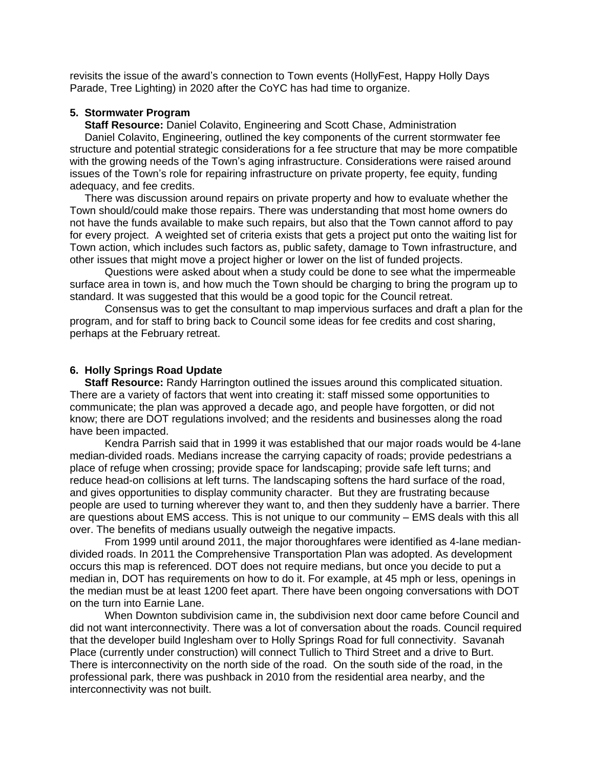revisits the issue of the award's connection to Town events (HollyFest, Happy Holly Days Parade, Tree Lighting) in 2020 after the CoYC has had time to organize.

**5. Stormwater Program**

**Staff Resource:** Daniel Colavito, Engineering and Scott Chase, Administration

Daniel Colavito, Engineering, outlined the key components of the current stormwater fee structure and potential strategic considerations for a fee structure that may be more compatible with the growing needs of the Town's aging infrastructure. Considerations were raised around issues of the Town's role for repairing infrastructure on private property, fee equity, funding adequacy, and fee credits.

There was discussion around repairs on private property and how to evaluate whether the Town should/could make those repairs. There was understanding that most home owners do not have the funds available to make such repairs, but also that the Town cannot afford to pay for every project. A weighted set of criteria exists that gets a project put onto the waiting list for Town action, which includes such factors as, public safety, damage to Town infrastructure, and other issues that might move a project higher or lower on the list of funded projects.

Questions were asked about when a study could be done to see what the impermeable surface area in town is, and how much the Town should be charging to bring the program up to standard. It was suggested that this would be a good topic for the Council retreat.

Consensus was to get the consultant to map impervious surfaces and draft a plan for the program, and for staff to bring back to Council some ideas for fee credits and cost sharing, perhaps at the February retreat.

**6. Holly Springs Road Update**

**Staff Resource:** Randy Harrington outlined the issues around this complicated situation. There are a variety of factors that went into creating it: staff missed some opportunities to communicate; the plan was approved a decade ago, and people have forgotten, or did not know; there are DOT regulations involved; and the residents and businesses along the road have been impacted.

Kendra Parrish said that in 1999 it was established that our major roads would be 4-lane median-divided roads. Medians increase the carrying capacity of roads; provide pedestrians a place of refuge when crossing; provide space for landscaping; provide safe left turns; and reduce head-on collisions at left turns. The landscaping softens the hard surface of the road, and gives opportunities to display community character. But they are frustrating because people are used to turning wherever they want to, and then they suddenly have a barrier. There are questions about EMS access. This is not unique to our community – EMS deals with this all over. The benefits of medians usually outweigh the negative impacts.

From 1999 until around 2011, the major thoroughfares were identified as 4-lane median-divided roads. In 2011 the Comprehensive Transportation Plan was adopted. As development occurs this map is referenced. DOT does not require medians, but once you decide to put a median in, DOT has requirements on how to do it. For example, at 45 mph or less, openings in the median must be at least 1200 feet apart. There have been ongoing conversations with DOT on the turn into Earnie Lane.

When Downton subdivision came in, the subdivision next door came before Council and did not want interconnectivity. There was a lot of conversation about the roads. Council required that the developer build Inglesham over to Holly Springs Road for full connectivity. Savanah Place (currently under construction) will connect Tullich to Third Street and a drive to Burt. There is interconnectivity on the north side of the road. On the south side of the road, in the professional park, there was pushback in 2010 from the residential area nearby, and the interconnectivity was not built.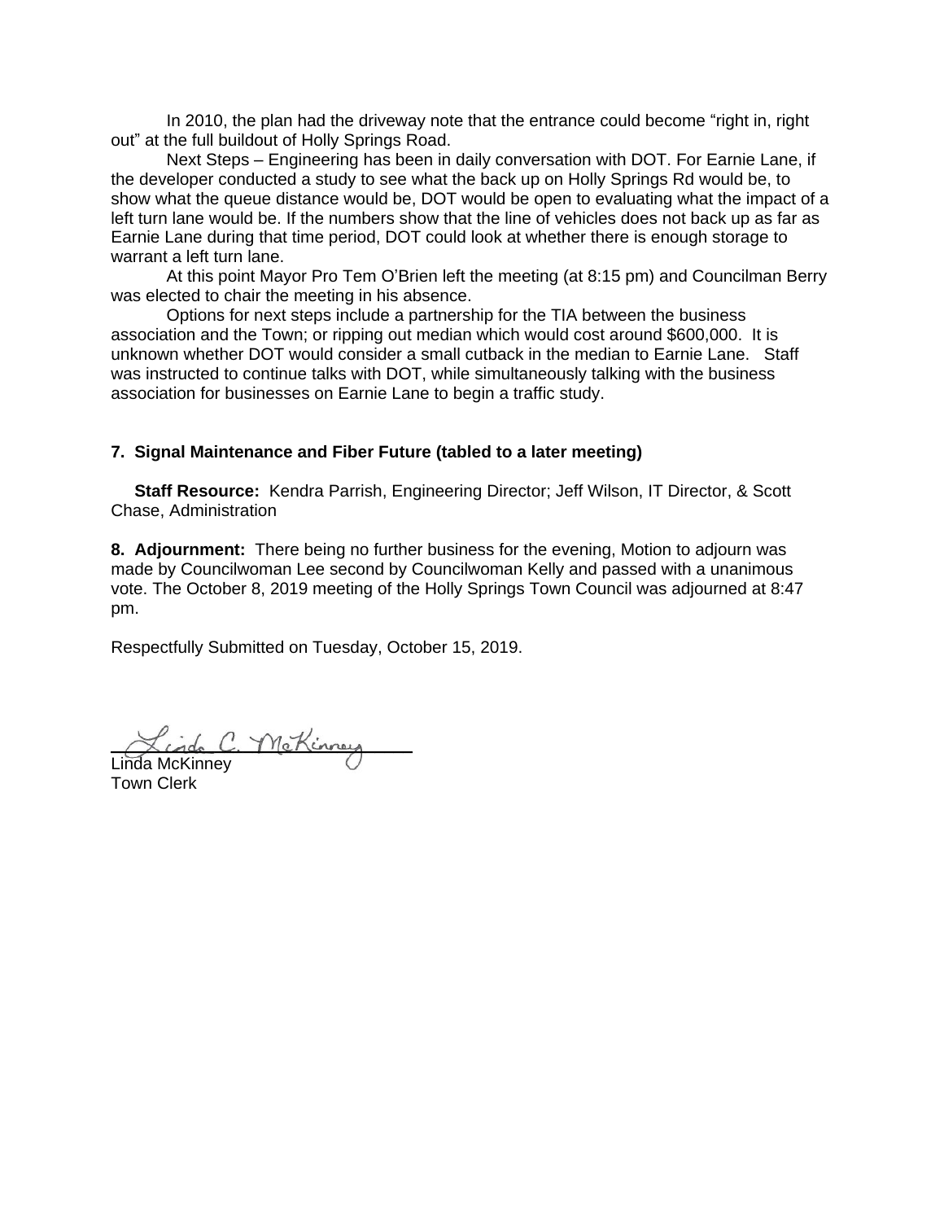In 2010, the plan had the driveway note that the entrance could become "right in, right out" at the full buildout of Holly Springs Road.

Next Steps – Engineering has been in daily conversation with DOT. For Earnie Lane, if the developer conducted a study to see what the back up on Holly Springs Rd would be, to show what the queue distance would be, DOT would be open to evaluating what the impact of a left turn lane would be. If the numbers show that the line of vehicles does not back up as far as Earnie Lane during that time period, DOT could look at whether there is enough storage to warrant a left turn lane.

At this point Mayor Pro Tem O'Brien left the meeting (at 8:15 pm) and Councilman Berry was elected to chair the meeting in his absence.

Options for next steps include a partnership for the TIA between the business association and the Town; or ripping out median which would cost around $600,000. It is unknown whether DOT would consider a small cutback in the median to Earnie Lane. Staff was instructed to continue talks with DOT, while simultaneously talking with the business association for businesses on Earnie Lane to begin a traffic study.

**7. Signal Maintenance and Fiber Future (tabled to a later meeting)**

**Staff Resource:** Kendra Parrish, Engineering Director; Jeff Wilson, IT Director, & Scott Chase, Administration

**8. Adjournment:** There being no further business for the evening, Motion to adjourn was made by Councilwoman Lee second by Councilwoman Kelly and passed with a unanimous vote. The October 8, 2019 meeting of the Holly Springs Town Council was adjourned at 8:47 pm.

Respectfully Submitted on Tuesday, October 15, 2019.

Linda C. McKinney

Linda McKinney
Town Clerk